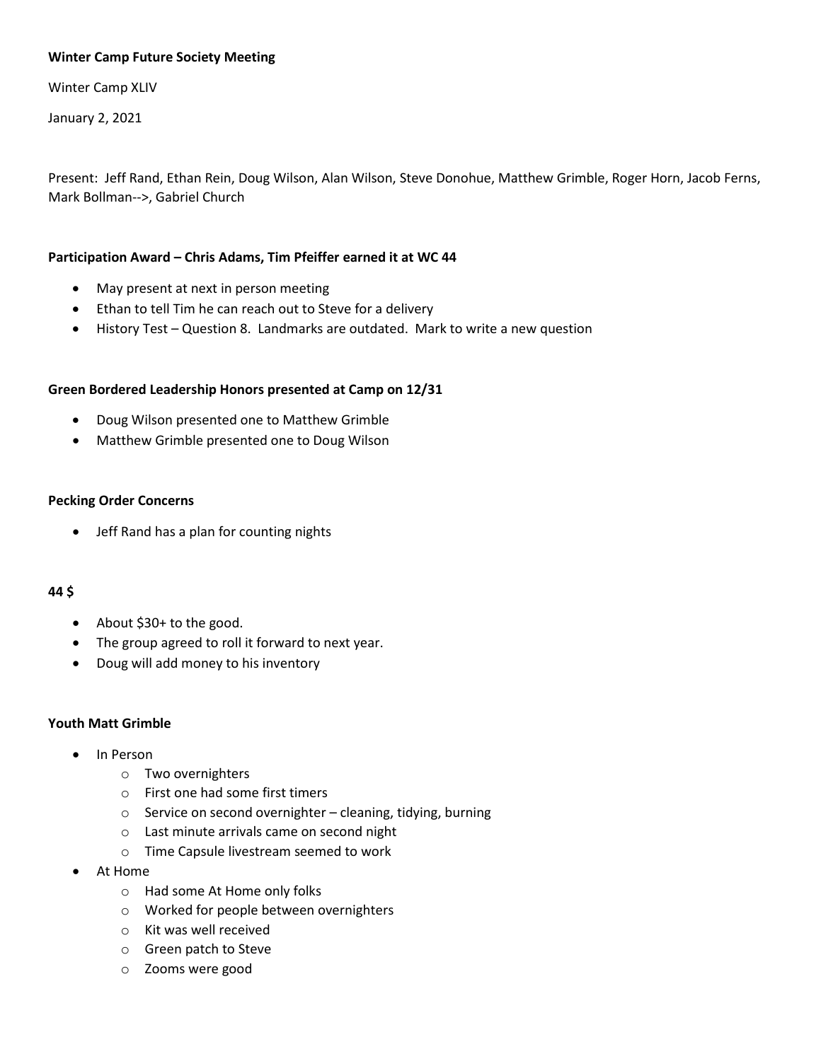**Winter Camp Future Society Meeting**

Winter Camp XLIV

January 2, 2021

Present: Jeff Rand, Ethan Rein, Doug Wilson, Alan Wilson, Steve Donohue, Matthew Grimble, Roger Horn, Jacob Ferns, Mark Bollman-->, Gabriel Church

**Participation Award – Chris Adams, Tim Pfeiffer earned it at WC 44**

- May present at next in person meeting
- Ethan to tell Tim he can reach out to Steve for a delivery
- History Test – Question 8. Landmarks are outdated. Mark to write a new question

**Green Bordered Leadership Honors presented at Camp on 12/31**

- Doug Wilson presented one to Matthew Grimble
- Matthew Grimble presented one to Doug Wilson

**Pecking Order Concerns**

- Jeff Rand has a plan for counting nights

**44 $**

- About $30+ to the good.
- The group agreed to roll it forward to next year.
- Doug will add money to his inventory

**Youth Matt Grimble**

- In Person
  - Two overnighters
  - First one had some first timers
  - Service on second overnighter – cleaning, tidying, burning
  - Last minute arrivals came on second night
  - Time Capsule livestream seemed to work
- At Home
  - Had some At Home only folks
  - Worked for people between overnighters
  - Kit was well received
  - Green patch to Steve
  - Zooms were good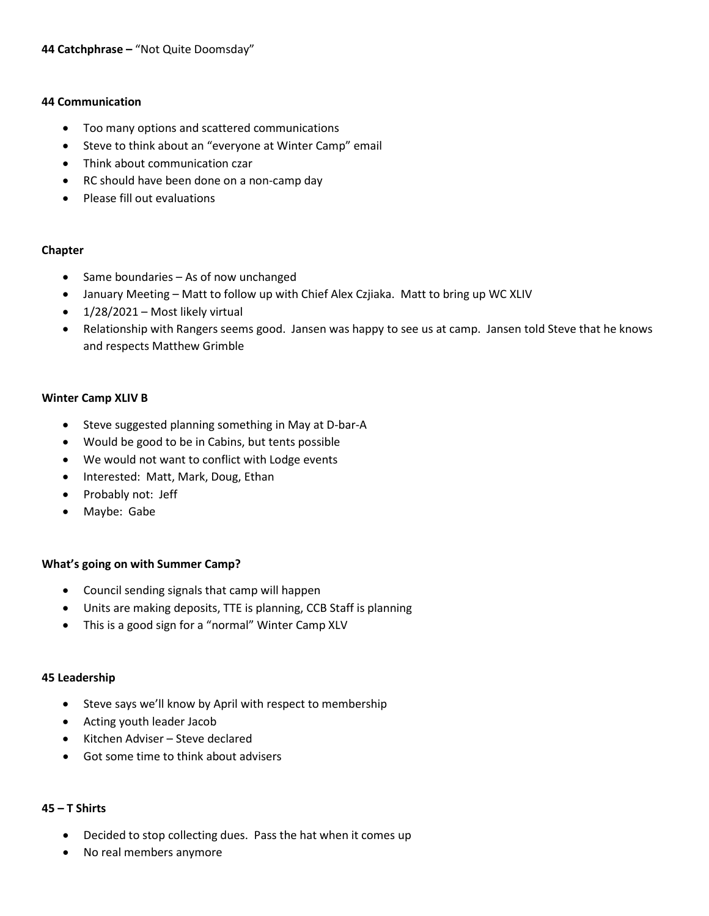**44 Catchphrase –** "Not Quite Doomsday"

**44 Communication**

- Too many options and scattered communications
- Steve to think about an "everyone at Winter Camp" email
- Think about communication czar
- RC should have been done on a non-camp day
- Please fill out evaluations

**Chapter**

- Same boundaries – As of now unchanged
- January Meeting – Matt to follow up with Chief Alex Czjiaka. Matt to bring up WC XLIV
- 1/28/2021 – Most likely virtual
- Relationship with Rangers seems good. Jansen was happy to see us at camp. Jansen told Steve that he knows and respects Matthew Grimble

**Winter Camp XLIV B**

- Steve suggested planning something in May at D-bar-A
- Would be good to be in Cabins, but tents possible
- We would not want to conflict with Lodge events
- Interested: Matt, Mark, Doug, Ethan
- Probably not: Jeff
- Maybe: Gabe

**What's going on with Summer Camp?**

- Council sending signals that camp will happen
- Units are making deposits, TTE is planning, CCB Staff is planning
- This is a good sign for a "normal" Winter Camp XLV

**45 Leadership**

- Steve says we'll know by April with respect to membership
- Acting youth leader Jacob
- Kitchen Adviser – Steve declared
- Got some time to think about advisers

**45 – T Shirts**

- Decided to stop collecting dues. Pass the hat when it comes up
- No real members anymore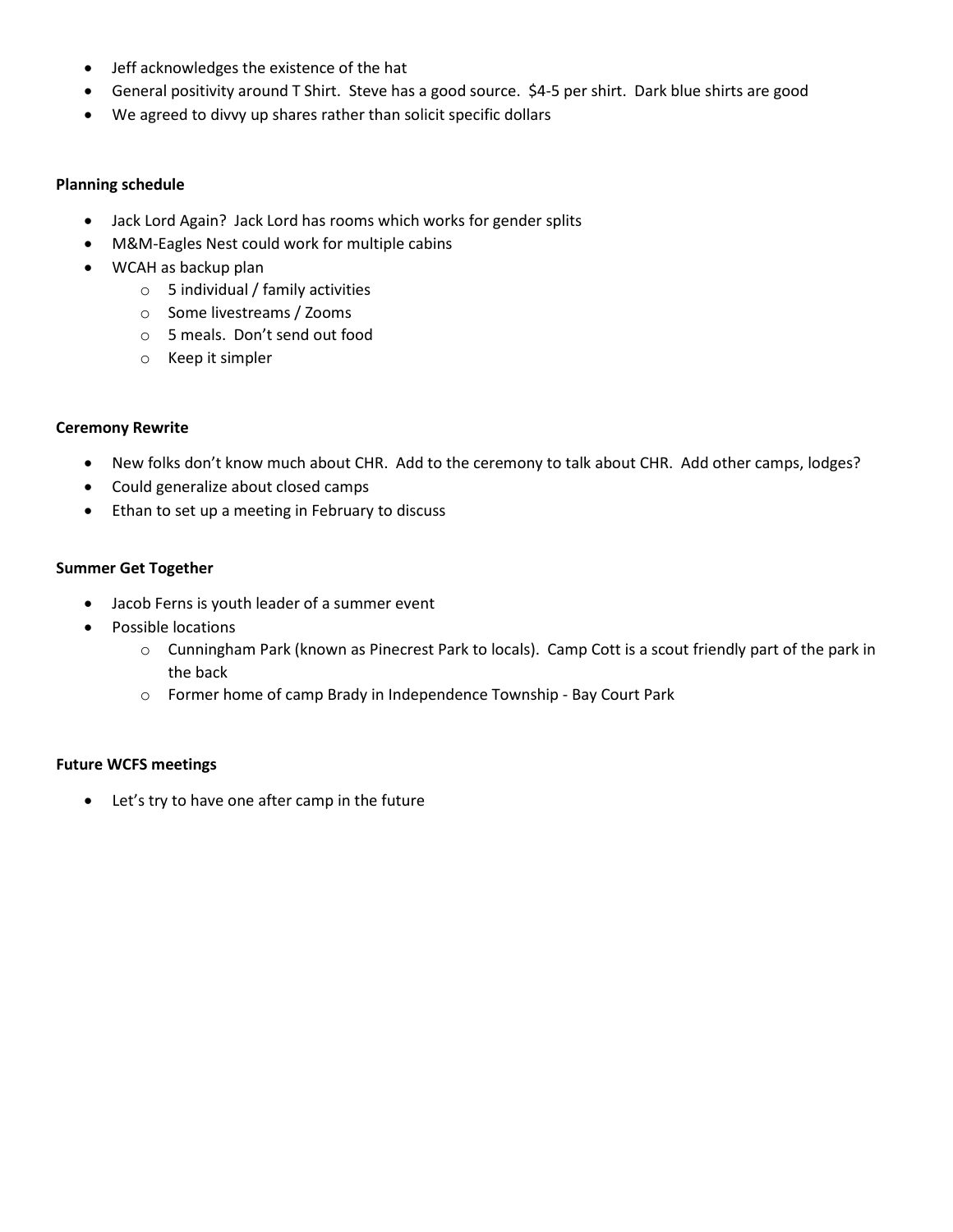- Jeff acknowledges the existence of the hat
- General positivity around T Shirt. Steve has a good source. $4-5 per shirt. Dark blue shirts are good
- We agreed to divvy up shares rather than solicit specific dollars

**Planning schedule**

- Jack Lord Again? Jack Lord has rooms which works for gender splits
- M&M-Eagles Nest could work for multiple cabins
- WCAH as backup plan
    - 5 individual / family activities
    - Some livestreams / Zooms
    - 5 meals. Don't send out food
    - Keep it simpler

**Ceremony Rewrite**

- New folks don't know much about CHR. Add to the ceremony to talk about CHR. Add other camps, lodges?
- Could generalize about closed camps
- Ethan to set up a meeting in February to discuss

**Summer Get Together**

- Jacob Ferns is youth leader of a summer event
- Possible locations
    - Cunningham Park (known as Pinecrest Park to locals). Camp Cott is a scout friendly part of the park in the back
    - Former home of camp Brady in Independence Township - Bay Court Park

**Future WCFS meetings**

- Let's try to have one after camp in the future